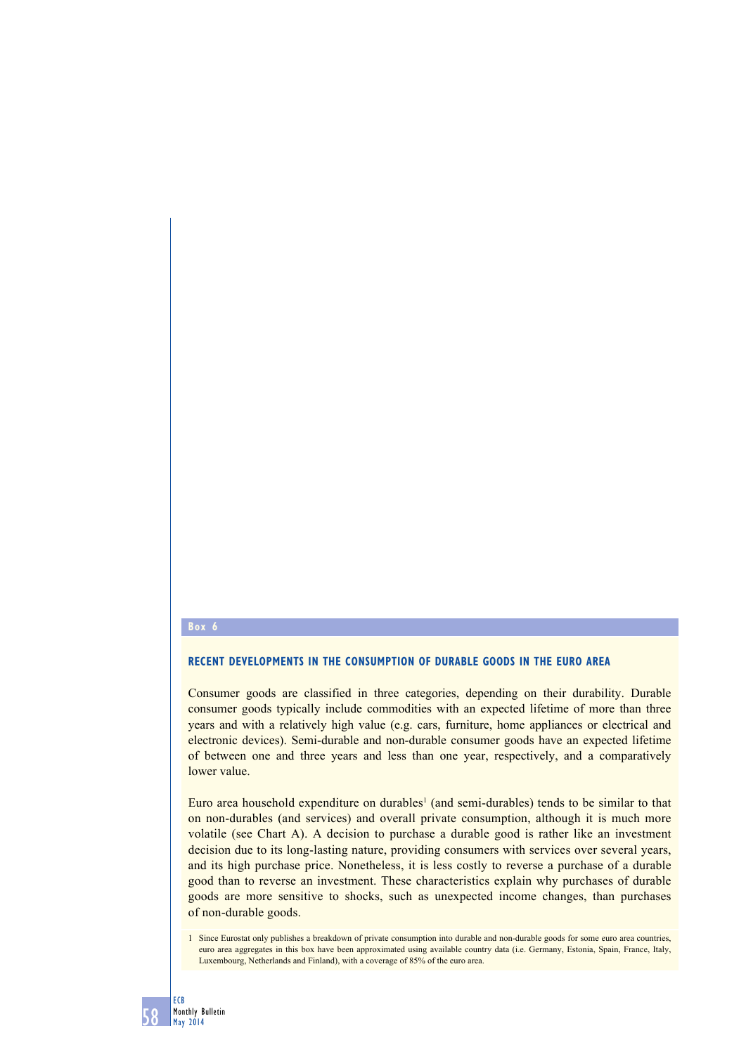Box 6

## RECENT DEVELOPMENTS IN THE CONSUMPTION OF DURABLE GOODS IN THE EURO AREA

Consumer goods are classified in three categories, depending on their durability. Durable consumer goods typically include commodities with an expected lifetime of more than three years and with a relatively high value (e.g. cars, furniture, home appliances or electrical and electronic devices). Semi-durable and non-durable consumer goods have an expected lifetime of between one and three years and less than one year, respectively, and a comparatively lower value.

Euro area household expenditure on durables[1] (and semi-durables) tends to be similar to that on non-durables (and services) and overall private consumption, although it is much more volatile (see Chart A). A decision to purchase a durable good is rather like an investment decision due to its long-lasting nature, providing consumers with services over several years, and its high purchase price. Nonetheless, it is less costly to reverse a purchase of a durable good than to reverse an investment. These characteristics explain why purchases of durable goods are more sensitive to shocks, such as unexpected income changes, than purchases of non-durable goods.

1 Since Eurostat only publishes a breakdown of private consumption into durable and non-durable goods for some euro area countries, euro area aggregates in this box have been approximated using available country data (i.e. Germany, Estonia, Spain, France, Italy, Luxembourg, Netherlands and Finland), with a coverage of 85% of the euro area.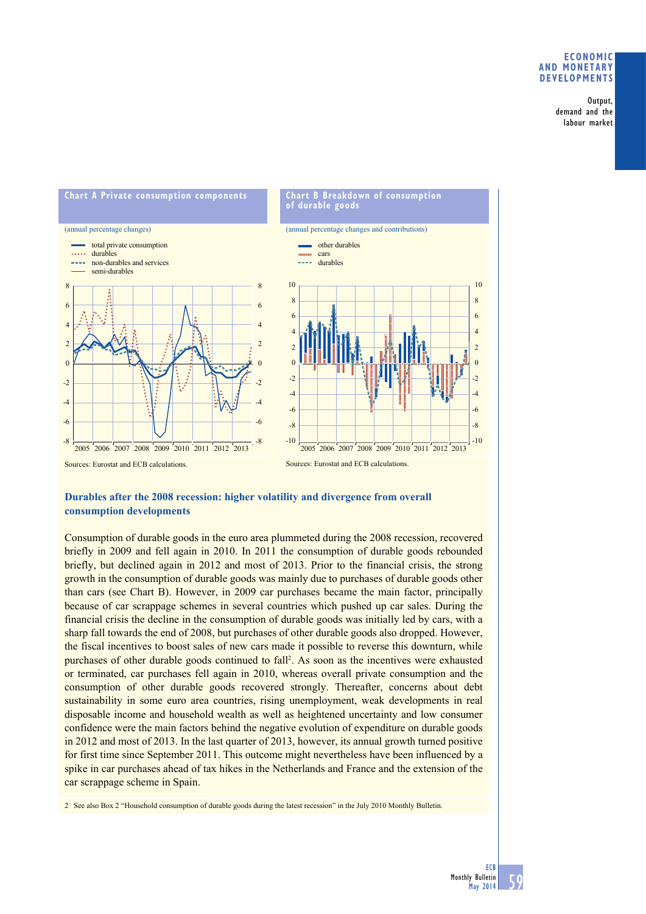**Chart A Private consumption components**

(annual percentage changes)

- total private consumption
- durables
- non-durables and services
- semi-durables

Sources: Eurostat and ECB calculations.

**Chart B Breakdown of consumption of durable goods**

(annual percentage changes and contributions)

- other durables
- cars
- durables

Sources: Eurostat and ECB calculations.

### Durables after the 2008 recession: higher volatility and divergence from overall consumption developments

Consumption of durable goods in the euro area plummeted during the 2008 recession, recovered briefly in 2009 and fell again in 2010. In 2011 the consumption of durable goods rebounded briefly, but declined again in 2012 and most of 2013. Prior to the financial crisis, the strong growth in the consumption of durable goods was mainly due to purchases of durable goods other than cars (see Chart B). However, in 2009 car purchases became the main factor, principally because of car scrappage schemes in several countries which pushed up car sales. During the financial crisis the decline in the consumption of durable goods was initially led by cars, with a sharp fall towards the end of 2008, but purchases of other durable goods also dropped. However, the fiscal incentives to boost sales of new cars made it possible to reverse this downturn, while purchases of other durable goods continued to fall[2]. As soon as the incentives were exhausted or terminated, car purchases fell again in 2010, whereas overall private consumption and the consumption of other durable goods recovered strongly. Thereafter, concerns about debt sustainability in some euro area countries, rising unemployment, weak developments in real disposable income and household wealth as well as heightened uncertainty and low consumer confidence were the main factors behind the negative evolution of expenditure on durable goods in 2012 and most of 2013. In the last quarter of 2013, however, its annual growth turned positive for first time since September 2011. This outcome might nevertheless have been influenced by a spike in car purchases ahead of tax hikes in the Netherlands and France and the extension of the car scrappage scheme in Spain.

2 See also Box 2 "Household consumption of durable goods during the latest recession" in the July 2010 Monthly Bulletin.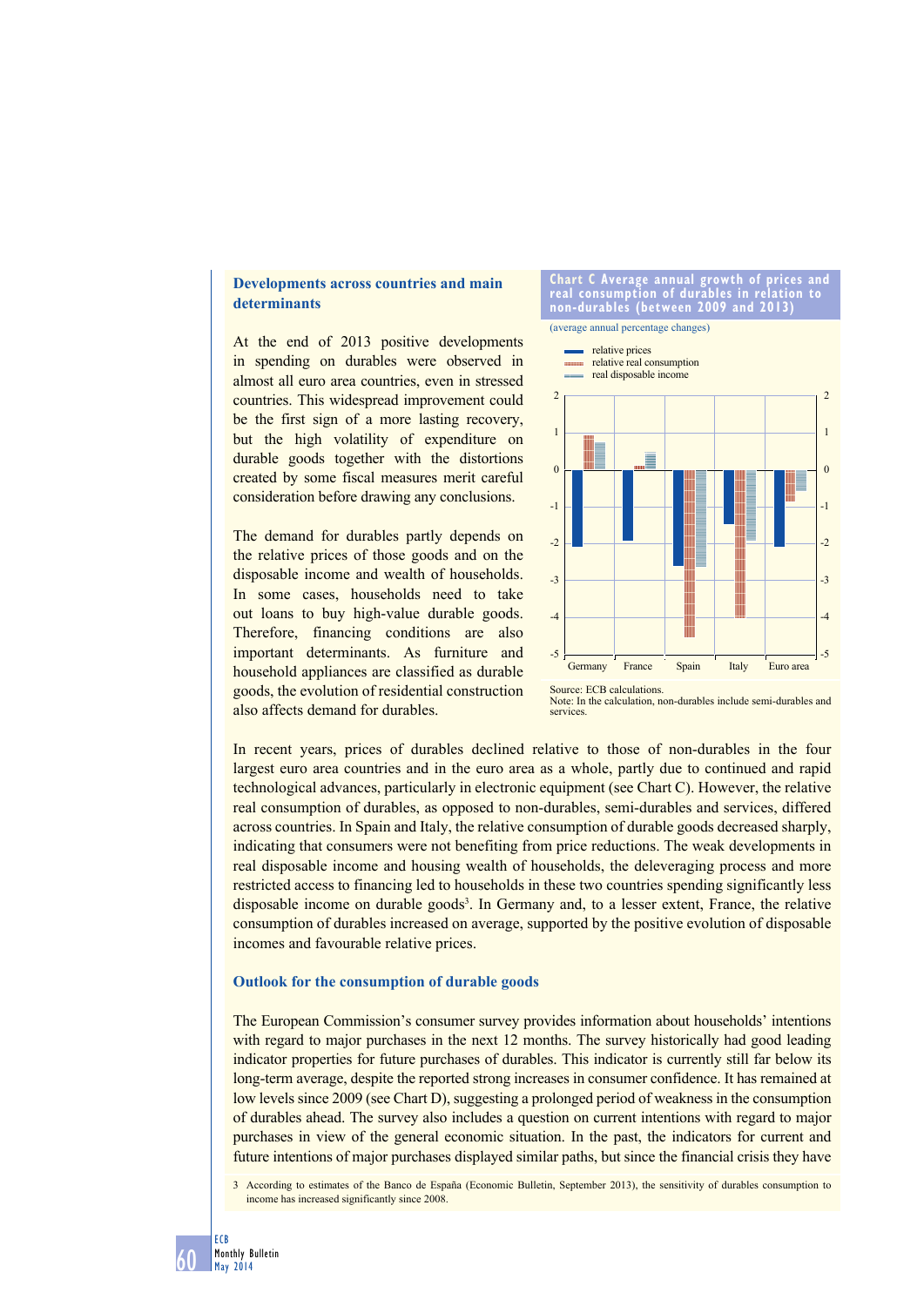### Developments across countries and main determinants

At the end of 2013 positive developments in spending on durables were observed in almost all euro area countries, even in stressed countries. This widespread improvement could be the first sign of a more lasting recovery, but the high volatility of expenditure on durable goods together with the distortions created by some fiscal measures merit careful consideration before drawing any conclusions.

The demand for durables partly depends on the relative prices of those goods and on the disposable income and wealth of households. In some cases, households need to take out loans to buy high-value durable goods. Therefore, financing conditions are also important determinants. As furniture and household appliances are classified as durable goods, the evolution of residential construction also affects demand for durables.

**Chart C Average annual growth of prices and real consumption of durables in relation to non-durables (between 2009 and 2013)**

(average annual percentage changes)

- relative prices
- relative real consumption
- real disposable income

Germany, France, Spain, Italy, Euro area

Source: ECB calculations.
Note: In the calculation, non-durables include semi-durables and services.

In recent years, prices of durables declined relative to those of non-durables in the four largest euro area countries and in the euro area as a whole, partly due to continued and rapid technological advances, particularly in electronic equipment (see Chart C). However, the relative real consumption of durables, as opposed to non-durables, semi-durables and services, differed across countries. In Spain and Italy, the relative consumption of durable goods decreased sharply, indicating that consumers were not benefiting from price reductions. The weak developments in real disposable income and housing wealth of households, the deleveraging process and more restricted access to financing led to households in these two countries spending significantly less disposable income on durable goods[3]. In Germany and, to a lesser extent, France, the relative consumption of durables increased on average, supported by the positive evolution of disposable incomes and favourable relative prices.

### Outlook for the consumption of durable goods

The European Commission's consumer survey provides information about households' intentions with regard to major purchases in the next 12 months. The survey historically had good leading indicator properties for future purchases of durables. This indicator is currently still far below its long-term average, despite the reported strong increases in consumer confidence. It has remained at low levels since 2009 (see Chart D), suggesting a prolonged period of weakness in the consumption of durables ahead. The survey also includes a question on current intentions with regard to major purchases in view of the general economic situation. In the past, the indicators for current and future intentions of major purchases displayed similar paths, but since the financial crisis they have

3 According to estimates of the Banco de España (Economic Bulletin, September 2013), the sensitivity of durables consumption to income has increased significantly since 2008.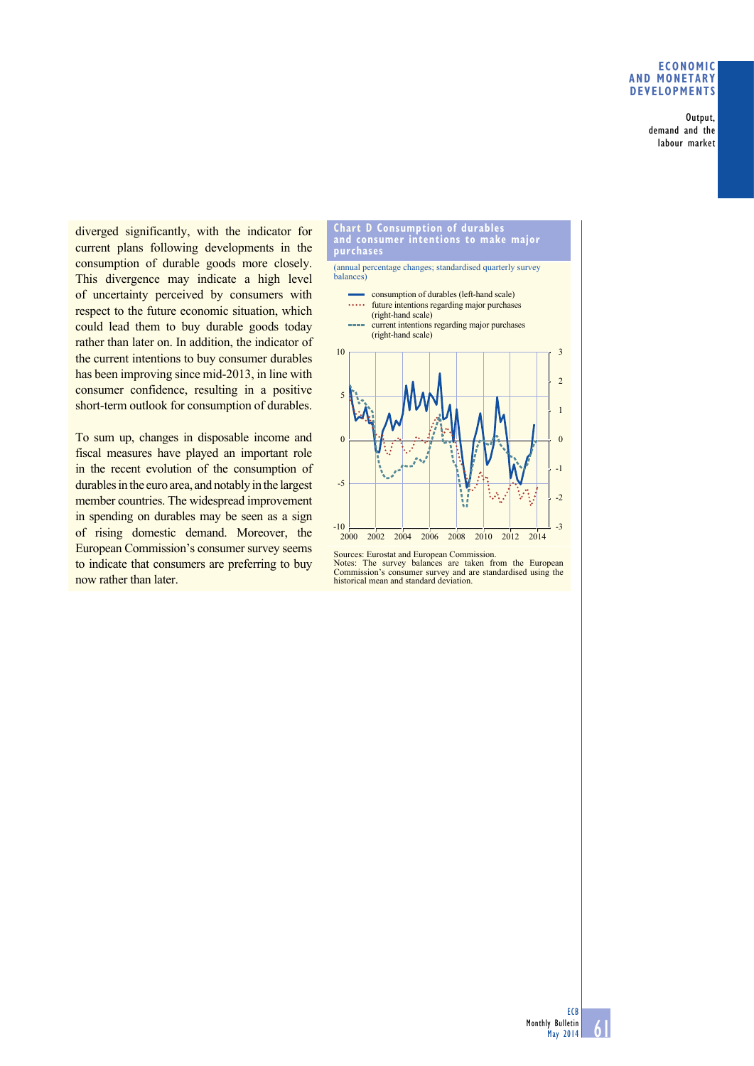diverged significantly, with the indicator for current plans following developments in the consumption of durable goods more closely. This divergence may indicate a high level of uncertainty perceived by consumers with respect to the future economic situation, which could lead them to buy durable goods today rather than later on. In addition, the indicator of the current intentions to buy consumer durables has been improving since mid-2013, in line with consumer confidence, resulting in a positive short-term outlook for consumption of durables.

To sum up, changes in disposable income and fiscal measures have played an important role in the recent evolution of the consumption of durables in the euro area, and notably in the largest member countries. The widespread improvement in spending on durables may be seen as a sign of rising domestic demand. Moreover, the European Commission's consumer survey seems to indicate that consumers are preferring to buy now rather than later.

**Chart D Consumption of durables and consumer intentions to make major purchases**

(annual percentage changes; standardised quarterly survey balances)

consumption of durables (left-hand scale)
future intentions regarding major purchases (right-hand scale)
current intentions regarding major purchases (right-hand scale)

10
5
0
-5
-10

3
2
1
0
-1
-2
-3

2000 2002 2004 2006 2008 2010 2012 2014

Sources: Eurostat and European Commission.
Notes: The survey balances are taken from the European Commission's consumer survey and are standardised using the historical mean and standard deviation.